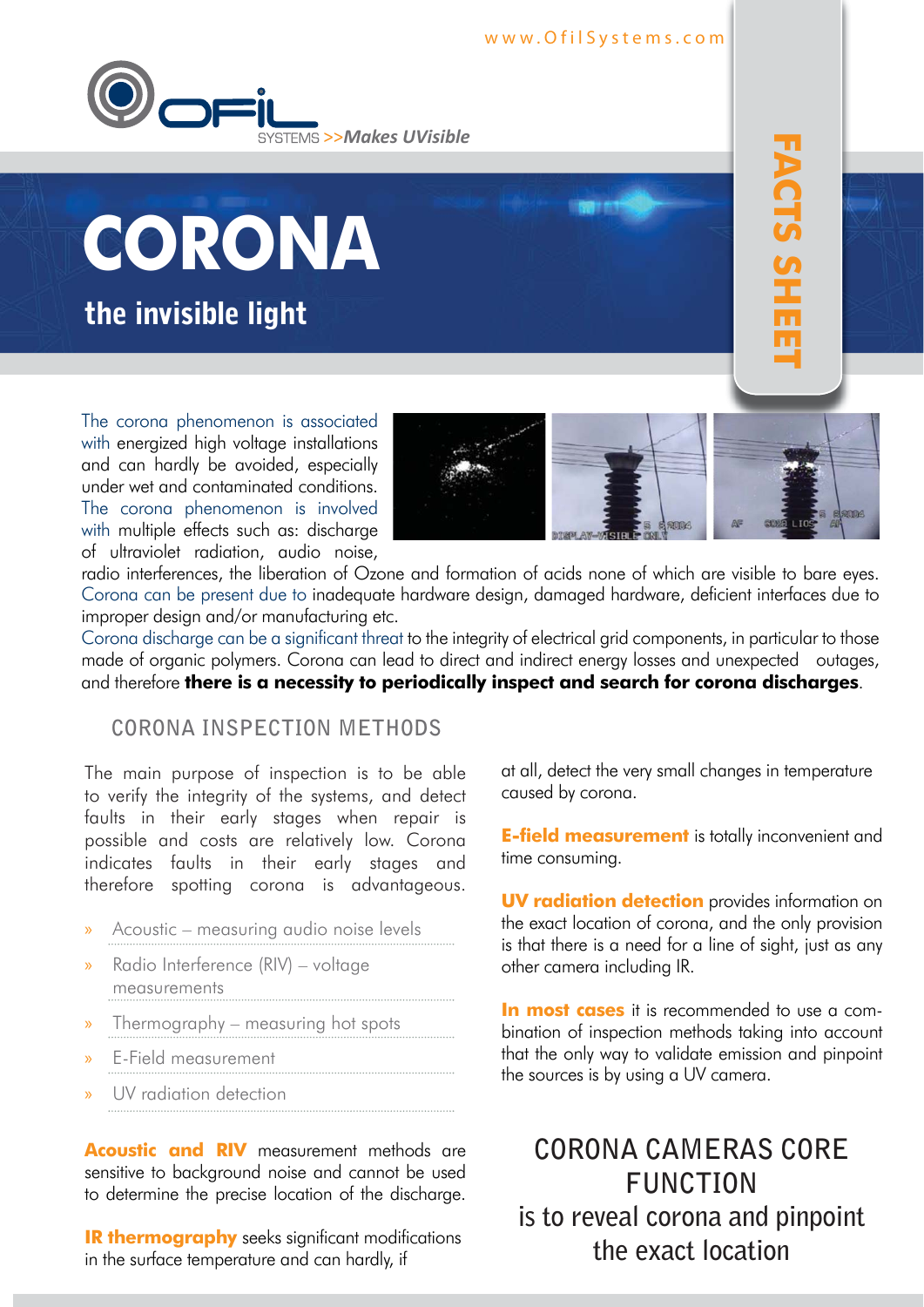www.OfilSystems.com

OFIL SYSTEMS >>*Makes UVisible*

# CORONA

## the invisible light

FACTS SHEET

The corona phenomenon is associated with energized high voltage installations and can hardly be avoided, especially under wet and contaminated conditions. The corona phenomenon is involved with multiple effects such as: discharge of ultraviolet radiation, audio noise, radio interferences, the liberation of Ozone and formation of acids none of which are visible to bare eyes. Corona can be present due to inadequate hardware design, damaged hardware, deficient interfaces due to improper design and/or manufacturing etc.

Corona discharge can be a significant threat to the integrity of electrical grid components, in particular to those made of organic polymers. Corona can lead to direct and indirect energy losses and unexpected outages, and therefore **there is a necessity to periodically inspect and search for corona discharges**.

## CORONA INSPECTION METHODS

The main purpose of inspection is to be able to verify the integrity of the systems, and detect faults in their early stages when repair is possible and costs are relatively low. Corona indicates faults in their early stages and therefore spotting corona is advantageous.

- Acoustic – measuring audio noise levels
- Radio Interference (RIV) – voltage measurements
- Thermography – measuring hot spots
- E-Field measurement
- UV radiation detection

**Acoustic and RIV** measurement methods are sensitive to background noise and cannot be used to determine the precise location of the discharge.

**IR thermography** seeks significant modifications in the surface temperature and can hardly, if at all, detect the very small changes in temperature caused by corona.

**E-field measurement** is totally inconvenient and time consuming.

**UV radiation detection** provides information on the exact location of corona, and the only provision is that there is a need for a line of sight, just as any other camera including IR.

**In most cases** it is recommended to use a combination of inspection methods taking into account that the only way to validate emission and pinpoint the sources is by using a UV camera.

## CORONA CAMERAS CORE FUNCTION

is to reveal corona and pinpoint the exact location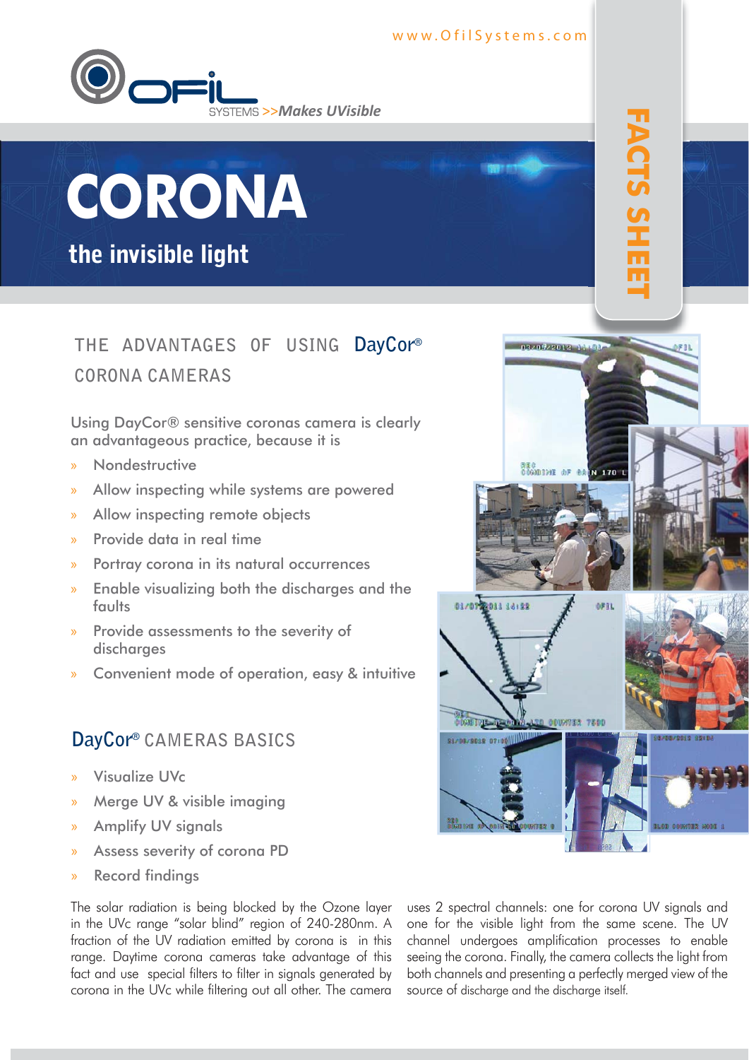www.OfilSystems.com

OFIL SYSTEMS >>Makes UVisible

FACTS SHEET

# CORONA

## the invisible light

## THE ADVANTAGES OF USING DayCor® CORONA CAMERAS

Using DayCor® sensitive coronas camera is clearly an advantageous practice, because it is

- Nondestructive
- Allow inspecting while systems are powered
- Allow inspecting remote objects
- Provide data in real time
- Portray corona in its natural occurrences
- Enable visualizing both the discharges and the faults
- Provide assessments to the severity of discharges
- Convenient mode of operation, easy & intuitive

## DayCor® CAMERAS BASICS

- Visualize UVc
- Merge UV & visible imaging
- Amplify UV signals
- Assess severity of corona PD
- Record findings

The solar radiation is being blocked by the Ozone layer in the UVc range "solar blind" region of 240-280nm. A fraction of the UV radiation emitted by corona is in this range. Daytime corona cameras take advantage of this fact and use special filters to filter in signals generated by corona in the UVc while filtering out all other. The camera uses 2 spectral channels: one for corona UV signals and one for the visible light from the same scene. The UV channel undergoes amplification processes to enable seeing the corona. Finally, the camera collects the light from both channels and presenting a perfectly merged view of the source of discharge and the discharge itself.